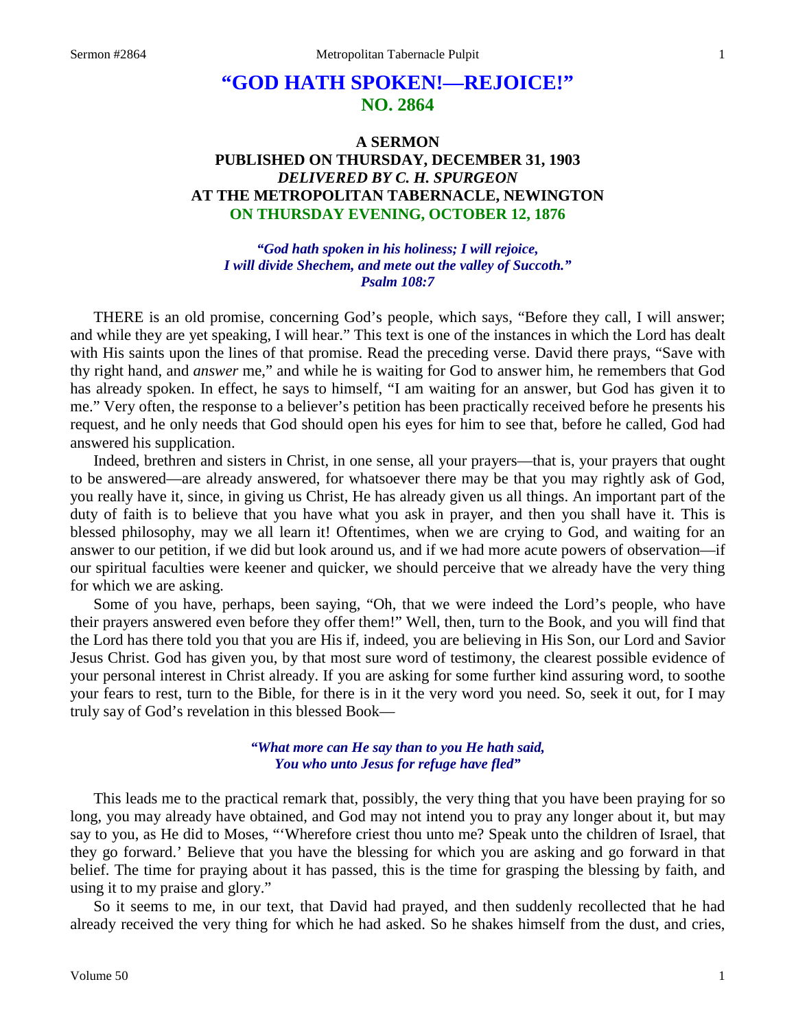# "GOD HATH SPOKEN!—REJOICE!"
## NO. 2864

### A SERMON
### PUBLISHED ON THURSDAY, DECEMBER 31, 1903
### *DELIVERED BY C. H. SPURGEON*
### AT THE METROPOLITAN TABERNACLE, NEWINGTON
### ON THURSDAY EVENING, OCTOBER 12, 1876

*"God hath spoken in his holiness; I will rejoice,*
*I will divide Shechem, and mete out the valley of Succoth."*
*Psalm 108:7*

THERE is an old promise, concerning God's people, which says, "Before they call, I will answer; and while they are yet speaking, I will hear." This text is one of the instances in which the Lord has dealt with His saints upon the lines of that promise. Read the preceding verse. David there prays, "Save with thy right hand, and *answer* me," and while he is waiting for God to answer him, he remembers that God has already spoken. In effect, he says to himself, "I am waiting for an answer, but God has given it to me." Very often, the response to a believer's petition has been practically received before he presents his request, and he only needs that God should open his eyes for him to see that, before he called, God had answered his supplication.

Indeed, brethren and sisters in Christ, in one sense, all your prayers—that is, your prayers that ought to be answered—are already answered, for whatsoever there may be that you may rightly ask of God, you really have it, since, in giving us Christ, He has already given us all things. An important part of the duty of faith is to believe that you have what you ask in prayer, and then you shall have it. This is blessed philosophy, may we all learn it! Oftentimes, when we are crying to God, and waiting for an answer to our petition, if we did but look around us, and if we had more acute powers of observation—if our spiritual faculties were keener and quicker, we should perceive that we already have the very thing for which we are asking.

Some of you have, perhaps, been saying, "Oh, that we were indeed the Lord's people, who have their prayers answered even before they offer them!" Well, then, turn to the Book, and you will find that the Lord has there told you that you are His if, indeed, you are believing in His Son, our Lord and Savior Jesus Christ. God has given you, by that most sure word of testimony, the clearest possible evidence of your personal interest in Christ already. If you are asking for some further kind assuring word, to soothe your fears to rest, turn to the Bible, for there is in it the very word you need. So, seek it out, for I may truly say of God's revelation in this blessed Book—

*"What more can He say than to you He hath said,*
*You who unto Jesus for refuge have fled"*

This leads me to the practical remark that, possibly, the very thing that you have been praying for so long, you may already have obtained, and God may not intend you to pray any longer about it, but may say to you, as He did to Moses, "'Wherefore criest thou unto me? Speak unto the children of Israel, that they go forward.' Believe that you have the blessing for which you are asking and go forward in that belief. The time for praying about it has passed, this is the time for grasping the blessing by faith, and using it to my praise and glory."

So it seems to me, in our text, that David had prayed, and then suddenly recollected that he had already received the very thing for which he had asked. So he shakes himself from the dust, and cries,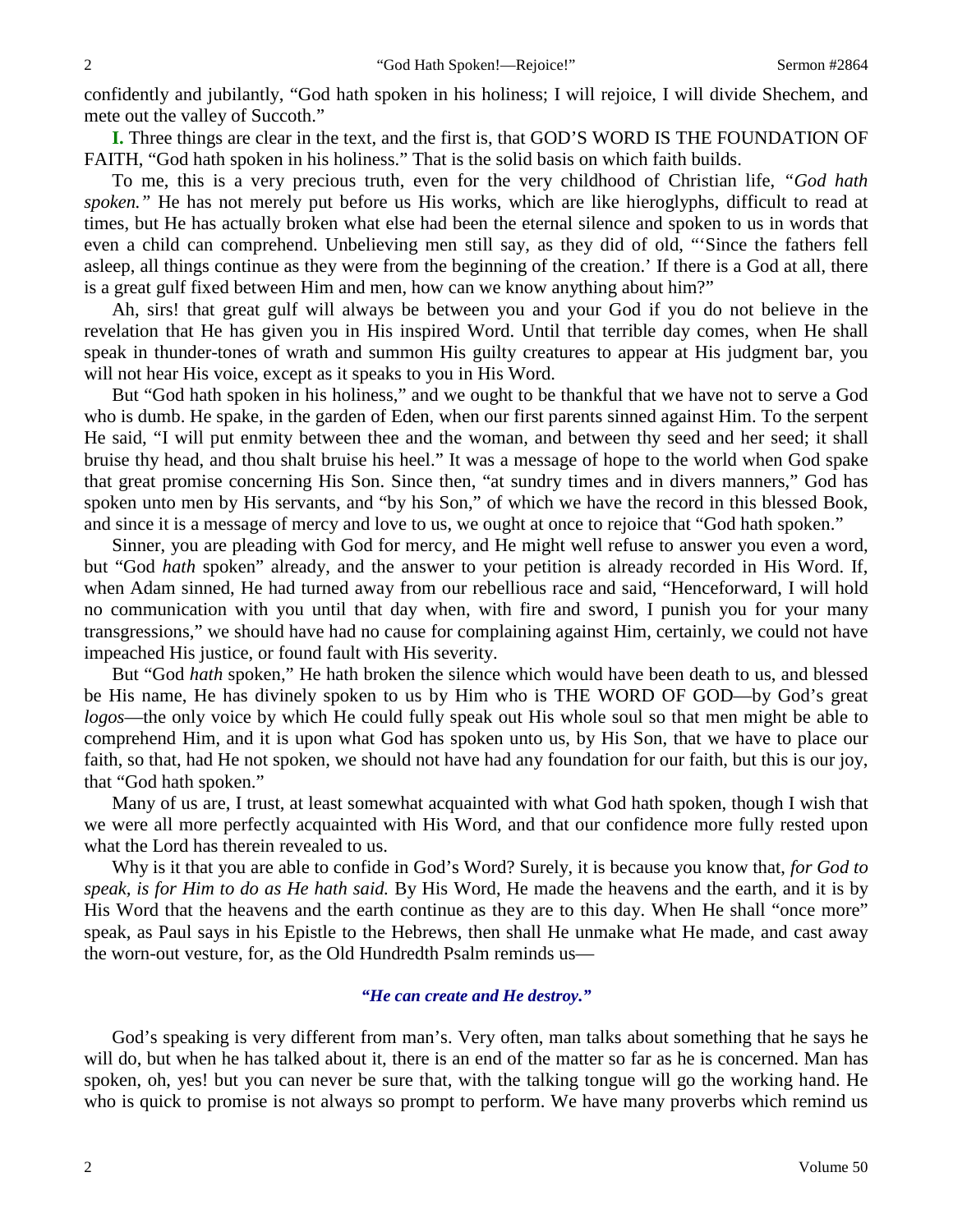confidently and jubilantly, "God hath spoken in his holiness; I will rejoice, I will divide Shechem, and mete out the valley of Succoth."

**I.** Three things are clear in the text, and the first is, that GOD'S WORD IS THE FOUNDATION OF FAITH, "God hath spoken in his holiness." That is the solid basis on which faith builds.

To me, this is a very precious truth, even for the very childhood of Christian life, *"God hath spoken."* He has not merely put before us His works, which are like hieroglyphs, difficult to read at times, but He has actually broken what else had been the eternal silence and spoken to us in words that even a child can comprehend. Unbelieving men still say, as they did of old, "'Since the fathers fell asleep, all things continue as they were from the beginning of the creation.' If there is a God at all, there is a great gulf fixed between Him and men, how can we know anything about him?"

Ah, sirs! that great gulf will always be between you and your God if you do not believe in the revelation that He has given you in His inspired Word. Until that terrible day comes, when He shall speak in thunder-tones of wrath and summon His guilty creatures to appear at His judgment bar, you will not hear His voice, except as it speaks to you in His Word.

But "God hath spoken in his holiness," and we ought to be thankful that we have not to serve a God who is dumb. He spake, in the garden of Eden, when our first parents sinned against Him. To the serpent He said, "I will put enmity between thee and the woman, and between thy seed and her seed; it shall bruise thy head, and thou shalt bruise his heel." It was a message of hope to the world when God spake that great promise concerning His Son. Since then, "at sundry times and in divers manners," God has spoken unto men by His servants, and "by his Son," of which we have the record in this blessed Book, and since it is a message of mercy and love to us, we ought at once to rejoice that "God hath spoken."

Sinner, you are pleading with God for mercy, and He might well refuse to answer you even a word, but "God *hath* spoken" already, and the answer to your petition is already recorded in His Word. If, when Adam sinned, He had turned away from our rebellious race and said, "Henceforward, I will hold no communication with you until that day when, with fire and sword, I punish you for your many transgressions," we should have had no cause for complaining against Him, certainly, we could not have impeached His justice, or found fault with His severity.

But "God *hath* spoken," He hath broken the silence which would have been death to us, and blessed be His name, He has divinely spoken to us by Him who is THE WORD OF GOD—by God's great *logos*—the only voice by which He could fully speak out His whole soul so that men might be able to comprehend Him, and it is upon what God has spoken unto us, by His Son, that we have to place our faith, so that, had He not spoken, we should not have had any foundation for our faith, but this is our joy, that "God hath spoken."

Many of us are, I trust, at least somewhat acquainted with what God hath spoken, though I wish that we were all more perfectly acquainted with His Word, and that our confidence more fully rested upon what the Lord has therein revealed to us.

Why is it that you are able to confide in God's Word? Surely, it is because you know that, *for God to speak, is for Him to do as He hath said.* By His Word, He made the heavens and the earth, and it is by His Word that the heavens and the earth continue as they are to this day. When He shall "once more" speak, as Paul says in his Epistle to the Hebrews, then shall He unmake what He made, and cast away the worn-out vesture, for, as the Old Hundredth Psalm reminds us—

*"He can create and He destroy."*

God's speaking is very different from man's. Very often, man talks about something that he says he will do, but when he has talked about it, there is an end of the matter so far as he is concerned. Man has spoken, oh, yes! but you can never be sure that, with the talking tongue will go the working hand. He who is quick to promise is not always so prompt to perform. We have many proverbs which remind us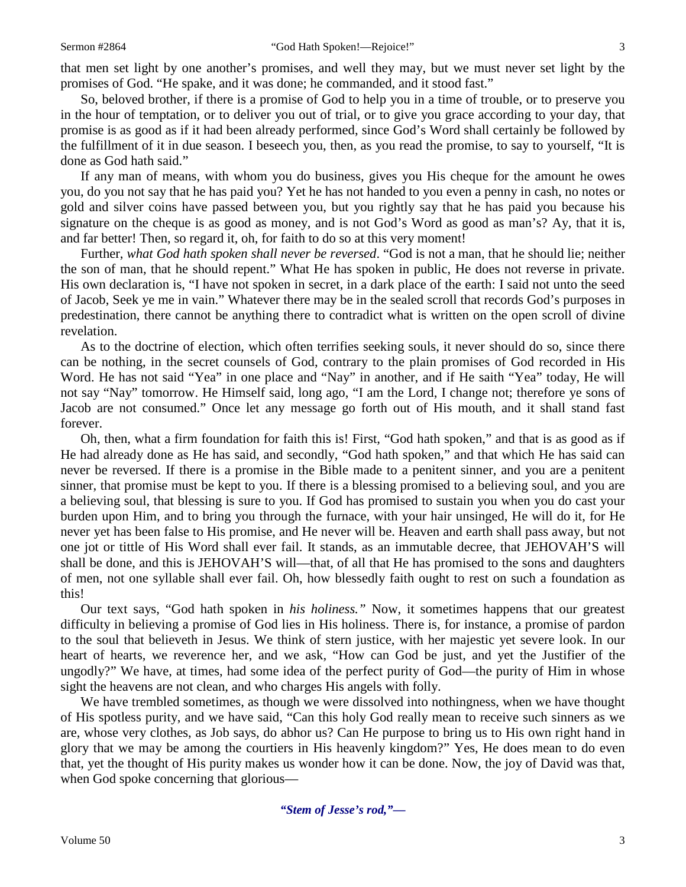that men set light by one another's promises, and well they may, but we must never set light by the promises of God. "He spake, and it was done; he commanded, and it stood fast."

So, beloved brother, if there is a promise of God to help you in a time of trouble, or to preserve you in the hour of temptation, or to deliver you out of trial, or to give you grace according to your day, that promise is as good as if it had been already performed, since God's Word shall certainly be followed by the fulfillment of it in due season. I beseech you, then, as you read the promise, to say to yourself, "It is done as God hath said."

If any man of means, with whom you do business, gives you His cheque for the amount he owes you, do you not say that he has paid you? Yet he has not handed to you even a penny in cash, no notes or gold and silver coins have passed between you, but you rightly say that he has paid you because his signature on the cheque is as good as money, and is not God's Word as good as man's? Ay, that it is, and far better! Then, so regard it, oh, for faith to do so at this very moment!

Further, *what God hath spoken shall never be reversed*. "God is not a man, that he should lie; neither the son of man, that he should repent." What He has spoken in public, He does not reverse in private. His own declaration is, "I have not spoken in secret, in a dark place of the earth: I said not unto the seed of Jacob, Seek ye me in vain." Whatever there may be in the sealed scroll that records God's purposes in predestination, there cannot be anything there to contradict what is written on the open scroll of divine revelation.

As to the doctrine of election, which often terrifies seeking souls, it never should do so, since there can be nothing, in the secret counsels of God, contrary to the plain promises of God recorded in His Word. He has not said "Yea" in one place and "Nay" in another, and if He saith "Yea" today, He will not say "Nay" tomorrow. He Himself said, long ago, "I am the Lord, I change not; therefore ye sons of Jacob are not consumed." Once let any message go forth out of His mouth, and it shall stand fast forever.

Oh, then, what a firm foundation for faith this is! First, "God hath spoken," and that is as good as if He had already done as He has said, and secondly, "God hath spoken," and that which He has said can never be reversed. If there is a promise in the Bible made to a penitent sinner, and you are a penitent sinner, that promise must be kept to you. If there is a blessing promised to a believing soul, and you are a believing soul, that blessing is sure to you. If God has promised to sustain you when you do cast your burden upon Him, and to bring you through the furnace, with your hair unsinged, He will do it, for He never yet has been false to His promise, and He never will be. Heaven and earth shall pass away, but not one jot or tittle of His Word shall ever fail. It stands, as an immutable decree, that JEHOVAH'S will shall be done, and this is JEHOVAH'S will—that, of all that He has promised to the sons and daughters of men, not one syllable shall ever fail. Oh, how blessedly faith ought to rest on such a foundation as this!

Our text says, "God hath spoken in *his holiness."* Now, it sometimes happens that our greatest difficulty in believing a promise of God lies in His holiness. There is, for instance, a promise of pardon to the soul that believeth in Jesus. We think of stern justice, with her majestic yet severe look. In our heart of hearts, we reverence her, and we ask, "How can God be just, and yet the Justifier of the ungodly?" We have, at times, had some idea of the perfect purity of God—the purity of Him in whose sight the heavens are not clean, and who charges His angels with folly.

We have trembled sometimes, as though we were dissolved into nothingness, when we have thought of His spotless purity, and we have said, "Can this holy God really mean to receive such sinners as we are, whose very clothes, as Job says, do abhor us? Can He purpose to bring us to His own right hand in glory that we may be among the courtiers in His heavenly kingdom?" Yes, He does mean to do even that, yet the thought of His purity makes us wonder how it can be done. Now, the joy of David was that, when God spoke concerning that glorious—

***"Stem of Jesse's rod,"—***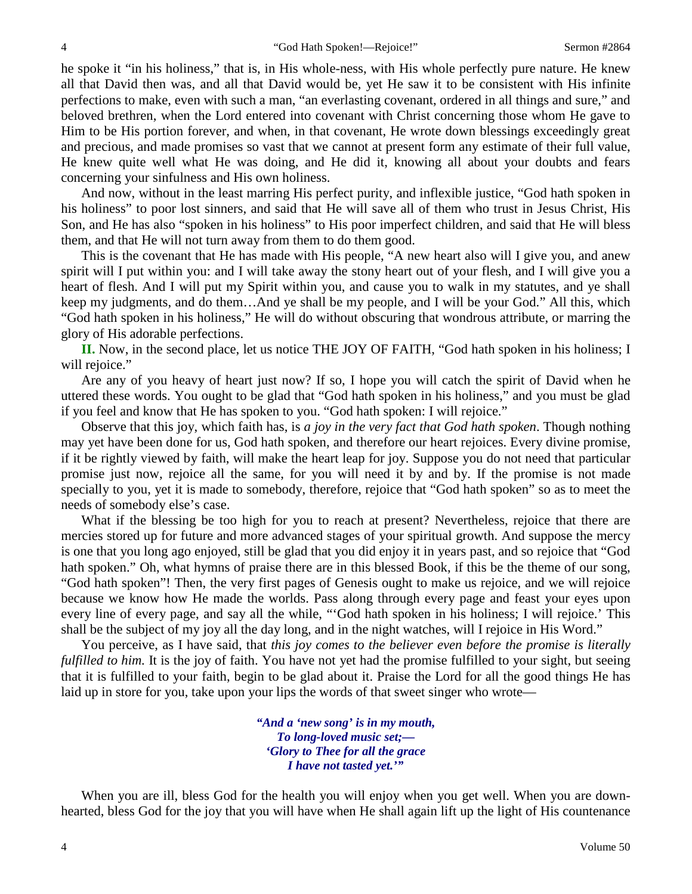he spoke it "in his holiness," that is, in His whole-ness, with His whole perfectly pure nature. He knew all that David then was, and all that David would be, yet He saw it to be consistent with His infinite perfections to make, even with such a man, "an everlasting covenant, ordered in all things and sure," and beloved brethren, when the Lord entered into covenant with Christ concerning those whom He gave to Him to be His portion forever, and when, in that covenant, He wrote down blessings exceedingly great and precious, and made promises so vast that we cannot at present form any estimate of their full value, He knew quite well what He was doing, and He did it, knowing all about your doubts and fears concerning your sinfulness and His own holiness.

And now, without in the least marring His perfect purity, and inflexible justice, "God hath spoken in his holiness" to poor lost sinners, and said that He will save all of them who trust in Jesus Christ, His Son, and He has also "spoken in his holiness" to His poor imperfect children, and said that He will bless them, and that He will not turn away from them to do them good.

This is the covenant that He has made with His people, "A new heart also will I give you, and anew spirit will I put within you: and I will take away the stony heart out of your flesh, and I will give you a heart of flesh. And I will put my Spirit within you, and cause you to walk in my statutes, and ye shall keep my judgments, and do them…And ye shall be my people, and I will be your God." All this, which "God hath spoken in his holiness," He will do without obscuring that wondrous attribute, or marring the glory of His adorable perfections.

**II.** Now, in the second place, let us notice THE JOY OF FAITH, "God hath spoken in his holiness; I will rejoice."

Are any of you heavy of heart just now? If so, I hope you will catch the spirit of David when he uttered these words. You ought to be glad that "God hath spoken in his holiness," and you must be glad if you feel and know that He has spoken to you. "God hath spoken: I will rejoice."

Observe that this joy, which faith has, is *a joy in the very fact that God hath spoken*. Though nothing may yet have been done for us, God hath spoken, and therefore our heart rejoices. Every divine promise, if it be rightly viewed by faith, will make the heart leap for joy. Suppose you do not need that particular promise just now, rejoice all the same, for you will need it by and by. If the promise is not made specially to you, yet it is made to somebody, therefore, rejoice that "God hath spoken" so as to meet the needs of somebody else's case.

What if the blessing be too high for you to reach at present? Nevertheless, rejoice that there are mercies stored up for future and more advanced stages of your spiritual growth. And suppose the mercy is one that you long ago enjoyed, still be glad that you did enjoy it in years past, and so rejoice that "God hath spoken." Oh, what hymns of praise there are in this blessed Book, if this be the theme of our song, "God hath spoken"! Then, the very first pages of Genesis ought to make us rejoice, and we will rejoice because we know how He made the worlds. Pass along through every page and feast your eyes upon every line of every page, and say all the while, "'God hath spoken in his holiness; I will rejoice.' This shall be the subject of my joy all the day long, and in the night watches, will I rejoice in His Word."

You perceive, as I have said, that *this joy comes to the believer even before the promise is literally fulfilled to him.* It is the joy of faith. You have not yet had the promise fulfilled to your sight, but seeing that it is fulfilled to your faith, begin to be glad about it. Praise the Lord for all the good things He has laid up in store for you, take upon your lips the words of that sweet singer who wrote—

> ***"And a 'new song' is in my mouth,***
> ***To long-loved music set;—***
> ***'Glory to Thee for all the grace***
> ***I have not tasted yet.'"***

When you are ill, bless God for the health you will enjoy when you get well. When you are down-hearted, bless God for the joy that you will have when He shall again lift up the light of His countenance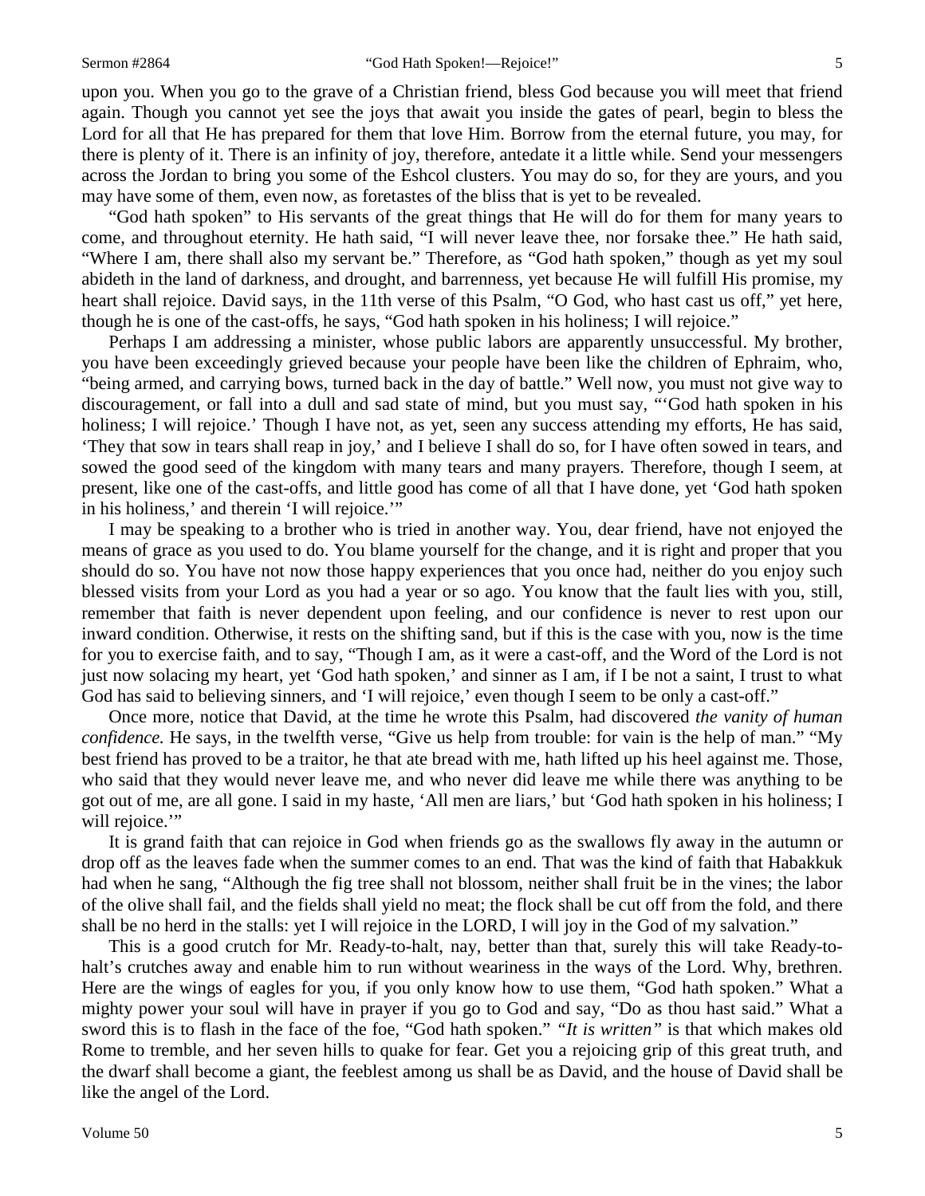upon you. When you go to the grave of a Christian friend, bless God because you will meet that friend again. Though you cannot yet see the joys that await you inside the gates of pearl, begin to bless the Lord for all that He has prepared for them that love Him. Borrow from the eternal future, you may, for there is plenty of it. There is an infinity of joy, therefore, antedate it a little while. Send your messengers across the Jordan to bring you some of the Eshcol clusters. You may do so, for they are yours, and you may have some of them, even now, as foretastes of the bliss that is yet to be revealed.

"God hath spoken" to His servants of the great things that He will do for them for many years to come, and throughout eternity. He hath said, "I will never leave thee, nor forsake thee." He hath said, "Where I am, there shall also my servant be." Therefore, as "God hath spoken," though as yet my soul abideth in the land of darkness, and drought, and barrenness, yet because He will fulfill His promise, my heart shall rejoice. David says, in the 11th verse of this Psalm, "O God, who hast cast us off," yet here, though he is one of the cast-offs, he says, "God hath spoken in his holiness; I will rejoice."

Perhaps I am addressing a minister, whose public labors are apparently unsuccessful. My brother, you have been exceedingly grieved because your people have been like the children of Ephraim, who, "being armed, and carrying bows, turned back in the day of battle." Well now, you must not give way to discouragement, or fall into a dull and sad state of mind, but you must say, "'God hath spoken in his holiness; I will rejoice.' Though I have not, as yet, seen any success attending my efforts, He has said, 'They that sow in tears shall reap in joy,' and I believe I shall do so, for I have often sowed in tears, and sowed the good seed of the kingdom with many tears and many prayers. Therefore, though I seem, at present, like one of the cast-offs, and little good has come of all that I have done, yet 'God hath spoken in his holiness,' and therein 'I will rejoice.'"

I may be speaking to a brother who is tried in another way. You, dear friend, have not enjoyed the means of grace as you used to do. You blame yourself for the change, and it is right and proper that you should do so. You have not now those happy experiences that you once had, neither do you enjoy such blessed visits from your Lord as you had a year or so ago. You know that the fault lies with you, still, remember that faith is never dependent upon feeling, and our confidence is never to rest upon our inward condition. Otherwise, it rests on the shifting sand, but if this is the case with you, now is the time for you to exercise faith, and to say, "Though I am, as it were a cast-off, and the Word of the Lord is not just now solacing my heart, yet 'God hath spoken,' and sinner as I am, if I be not a saint, I trust to what God has said to believing sinners, and 'I will rejoice,' even though I seem to be only a cast-off."

Once more, notice that David, at the time he wrote this Psalm, had discovered *the vanity of human confidence.* He says, in the twelfth verse, "Give us help from trouble: for vain is the help of man." "My best friend has proved to be a traitor, he that ate bread with me, hath lifted up his heel against me. Those, who said that they would never leave me, and who never did leave me while there was anything to be got out of me, are all gone. I said in my haste, 'All men are liars,' but 'God hath spoken in his holiness; I will rejoice.'"

It is grand faith that can rejoice in God when friends go as the swallows fly away in the autumn or drop off as the leaves fade when the summer comes to an end. That was the kind of faith that Habakkuk had when he sang, "Although the fig tree shall not blossom, neither shall fruit be in the vines; the labor of the olive shall fail, and the fields shall yield no meat; the flock shall be cut off from the fold, and there shall be no herd in the stalls: yet I will rejoice in the LORD, I will joy in the God of my salvation."

This is a good crutch for Mr. Ready-to-halt, nay, better than that, surely this will take Ready-to-halt's crutches away and enable him to run without weariness in the ways of the Lord. Why, brethren. Here are the wings of eagles for you, if you only know how to use them, "God hath spoken." What a mighty power your soul will have in prayer if you go to God and say, "Do as thou hast said." What a sword this is to flash in the face of the foe, "God hath spoken." *"It is written"* is that which makes old Rome to tremble, and her seven hills to quake for fear. Get you a rejoicing grip of this great truth, and the dwarf shall become a giant, the feeblest among us shall be as David, and the house of David shall be like the angel of the Lord.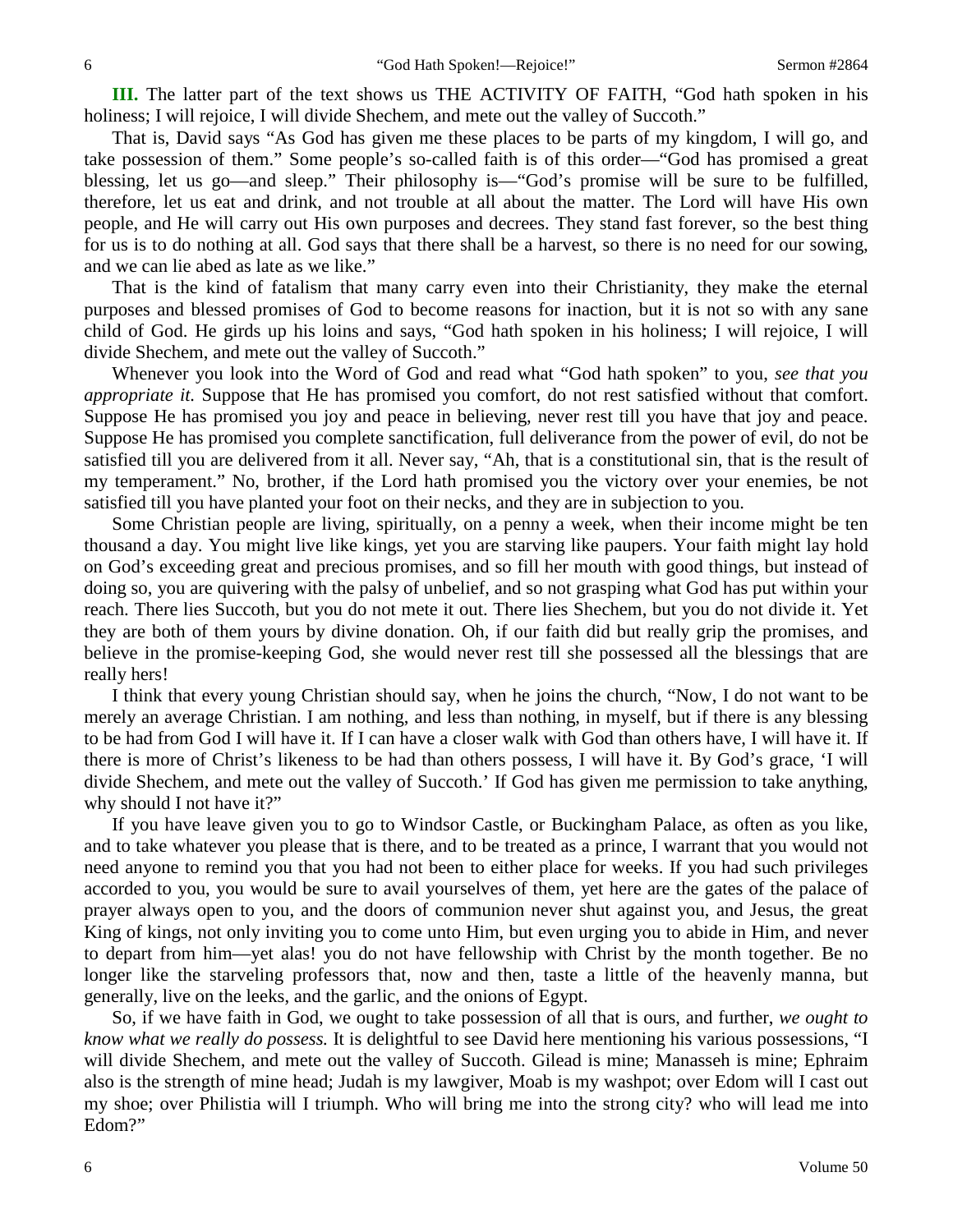**III.** The latter part of the text shows us THE ACTIVITY OF FAITH, "God hath spoken in his holiness; I will rejoice, I will divide Shechem, and mete out the valley of Succoth."

That is, David says "As God has given me these places to be parts of my kingdom, I will go, and take possession of them." Some people's so-called faith is of this order—"God has promised a great blessing, let us go—and sleep." Their philosophy is—"God's promise will be sure to be fulfilled, therefore, let us eat and drink, and not trouble at all about the matter. The Lord will have His own people, and He will carry out His own purposes and decrees. They stand fast forever, so the best thing for us is to do nothing at all. God says that there shall be a harvest, so there is no need for our sowing, and we can lie abed as late as we like."

That is the kind of fatalism that many carry even into their Christianity, they make the eternal purposes and blessed promises of God to become reasons for inaction, but it is not so with any sane child of God. He girds up his loins and says, "God hath spoken in his holiness; I will rejoice, I will divide Shechem, and mete out the valley of Succoth."

Whenever you look into the Word of God and read what "God hath spoken" to you, *see that you appropriate it.* Suppose that He has promised you comfort, do not rest satisfied without that comfort. Suppose He has promised you joy and peace in believing, never rest till you have that joy and peace. Suppose He has promised you complete sanctification, full deliverance from the power of evil, do not be satisfied till you are delivered from it all. Never say, "Ah, that is a constitutional sin, that is the result of my temperament." No, brother, if the Lord hath promised you the victory over your enemies, be not satisfied till you have planted your foot on their necks, and they are in subjection to you.

Some Christian people are living, spiritually, on a penny a week, when their income might be ten thousand a day. You might live like kings, yet you are starving like paupers. Your faith might lay hold on God's exceeding great and precious promises, and so fill her mouth with good things, but instead of doing so, you are quivering with the palsy of unbelief, and so not grasping what God has put within your reach. There lies Succoth, but you do not mete it out. There lies Shechem, but you do not divide it. Yet they are both of them yours by divine donation. Oh, if our faith did but really grip the promises, and believe in the promise-keeping God, she would never rest till she possessed all the blessings that are really hers!

I think that every young Christian should say, when he joins the church, "Now, I do not want to be merely an average Christian. I am nothing, and less than nothing, in myself, but if there is any blessing to be had from God I will have it. If I can have a closer walk with God than others have, I will have it. If there is more of Christ's likeness to be had than others possess, I will have it. By God's grace, 'I will divide Shechem, and mete out the valley of Succoth.' If God has given me permission to take anything, why should I not have it?"

If you have leave given you to go to Windsor Castle, or Buckingham Palace, as often as you like, and to take whatever you please that is there, and to be treated as a prince, I warrant that you would not need anyone to remind you that you had not been to either place for weeks. If you had such privileges accorded to you, you would be sure to avail yourselves of them, yet here are the gates of the palace of prayer always open to you, and the doors of communion never shut against you, and Jesus, the great King of kings, not only inviting you to come unto Him, but even urging you to abide in Him, and never to depart from him—yet alas! you do not have fellowship with Christ by the month together. Be no longer like the starveling professors that, now and then, taste a little of the heavenly manna, but generally, live on the leeks, and the garlic, and the onions of Egypt.

So, if we have faith in God, we ought to take possession of all that is ours, and further, *we ought to know what we really do possess.* It is delightful to see David here mentioning his various possessions, "I will divide Shechem, and mete out the valley of Succoth. Gilead is mine; Manasseh is mine; Ephraim also is the strength of mine head; Judah is my lawgiver, Moab is my washpot; over Edom will I cast out my shoe; over Philistia will I triumph. Who will bring me into the strong city? who will lead me into Edom?"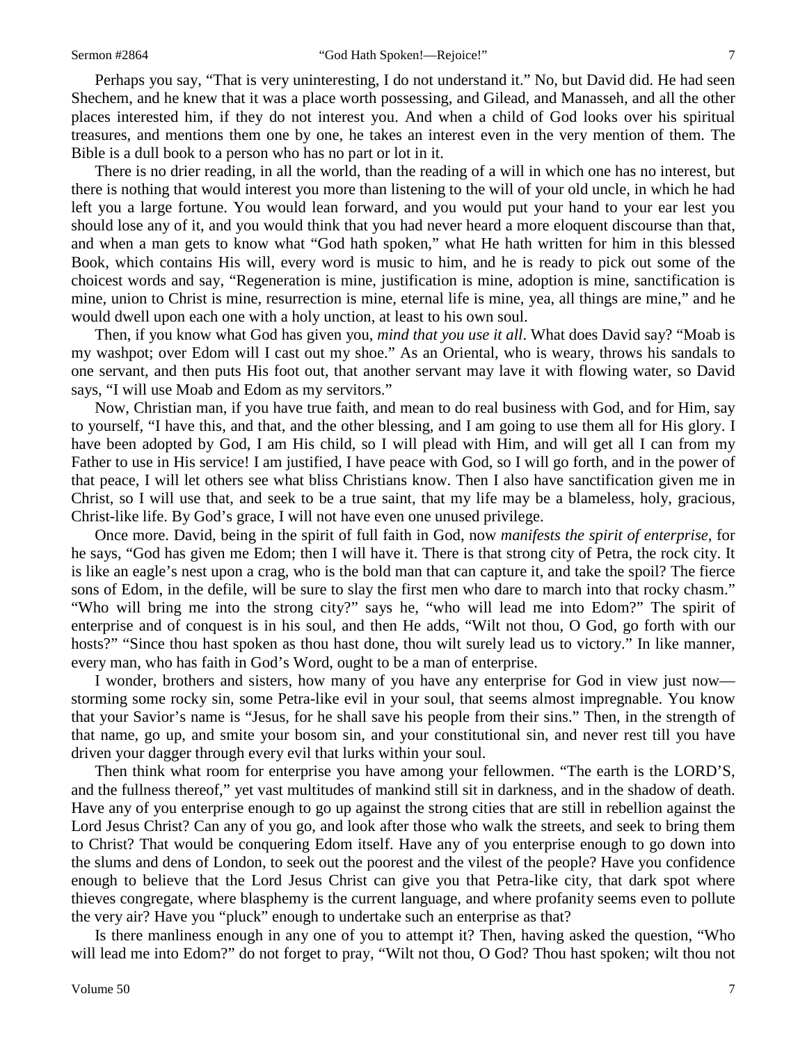Perhaps you say, "That is very uninteresting, I do not understand it." No, but David did. He had seen Shechem, and he knew that it was a place worth possessing, and Gilead, and Manasseh, and all the other places interested him, if they do not interest you. And when a child of God looks over his spiritual treasures, and mentions them one by one, he takes an interest even in the very mention of them. The Bible is a dull book to a person who has no part or lot in it.

There is no drier reading, in all the world, than the reading of a will in which one has no interest, but there is nothing that would interest you more than listening to the will of your old uncle, in which he had left you a large fortune. You would lean forward, and you would put your hand to your ear lest you should lose any of it, and you would think that you had never heard a more eloquent discourse than that, and when a man gets to know what "God hath spoken," what He hath written for him in this blessed Book, which contains His will, every word is music to him, and he is ready to pick out some of the choicest words and say, "Regeneration is mine, justification is mine, adoption is mine, sanctification is mine, union to Christ is mine, resurrection is mine, eternal life is mine, yea, all things are mine," and he would dwell upon each one with a holy unction, at least to his own soul.

Then, if you know what God has given you, *mind that you use it all*. What does David say? "Moab is my washpot; over Edom will I cast out my shoe." As an Oriental, who is weary, throws his sandals to one servant, and then puts His foot out, that another servant may lave it with flowing water, so David says, "I will use Moab and Edom as my servitors."

Now, Christian man, if you have true faith, and mean to do real business with God, and for Him, say to yourself, "I have this, and that, and the other blessing, and I am going to use them all for His glory. I have been adopted by God, I am His child, so I will plead with Him, and will get all I can from my Father to use in His service! I am justified, I have peace with God, so I will go forth, and in the power of that peace, I will let others see what bliss Christians know. Then I also have sanctification given me in Christ, so I will use that, and seek to be a true saint, that my life may be a blameless, holy, gracious, Christ-like life. By God's grace, I will not have even one unused privilege.

Once more. David, being in the spirit of full faith in God, now *manifests the spirit of enterprise*, for he says, "God has given me Edom; then I will have it. There is that strong city of Petra, the rock city. It is like an eagle's nest upon a crag, who is the bold man that can capture it, and take the spoil? The fierce sons of Edom, in the defile, will be sure to slay the first men who dare to march into that rocky chasm." "Who will bring me into the strong city?" says he, "who will lead me into Edom?" The spirit of enterprise and of conquest is in his soul, and then He adds, "Wilt not thou, O God, go forth with our hosts?" "Since thou hast spoken as thou hast done, thou wilt surely lead us to victory." In like manner, every man, who has faith in God's Word, ought to be a man of enterprise.

I wonder, brothers and sisters, how many of you have any enterprise for God in view just now—storming some rocky sin, some Petra-like evil in your soul, that seems almost impregnable. You know that your Savior's name is "Jesus, for he shall save his people from their sins." Then, in the strength of that name, go up, and smite your bosom sin, and your constitutional sin, and never rest till you have driven your dagger through every evil that lurks within your soul.

Then think what room for enterprise you have among your fellowmen. "The earth is the LORD'S, and the fullness thereof," yet vast multitudes of mankind still sit in darkness, and in the shadow of death. Have any of you enterprise enough to go up against the strong cities that are still in rebellion against the Lord Jesus Christ? Can any of you go, and look after those who walk the streets, and seek to bring them to Christ? That would be conquering Edom itself. Have any of you enterprise enough to go down into the slums and dens of London, to seek out the poorest and the vilest of the people? Have you confidence enough to believe that the Lord Jesus Christ can give you that Petra-like city, that dark spot where thieves congregate, where blasphemy is the current language, and where profanity seems even to pollute the very air? Have you "pluck" enough to undertake such an enterprise as that?

Is there manliness enough in any one of you to attempt it? Then, having asked the question, "Who will lead me into Edom?" do not forget to pray, "Wilt not thou, O God? Thou hast spoken; wilt thou not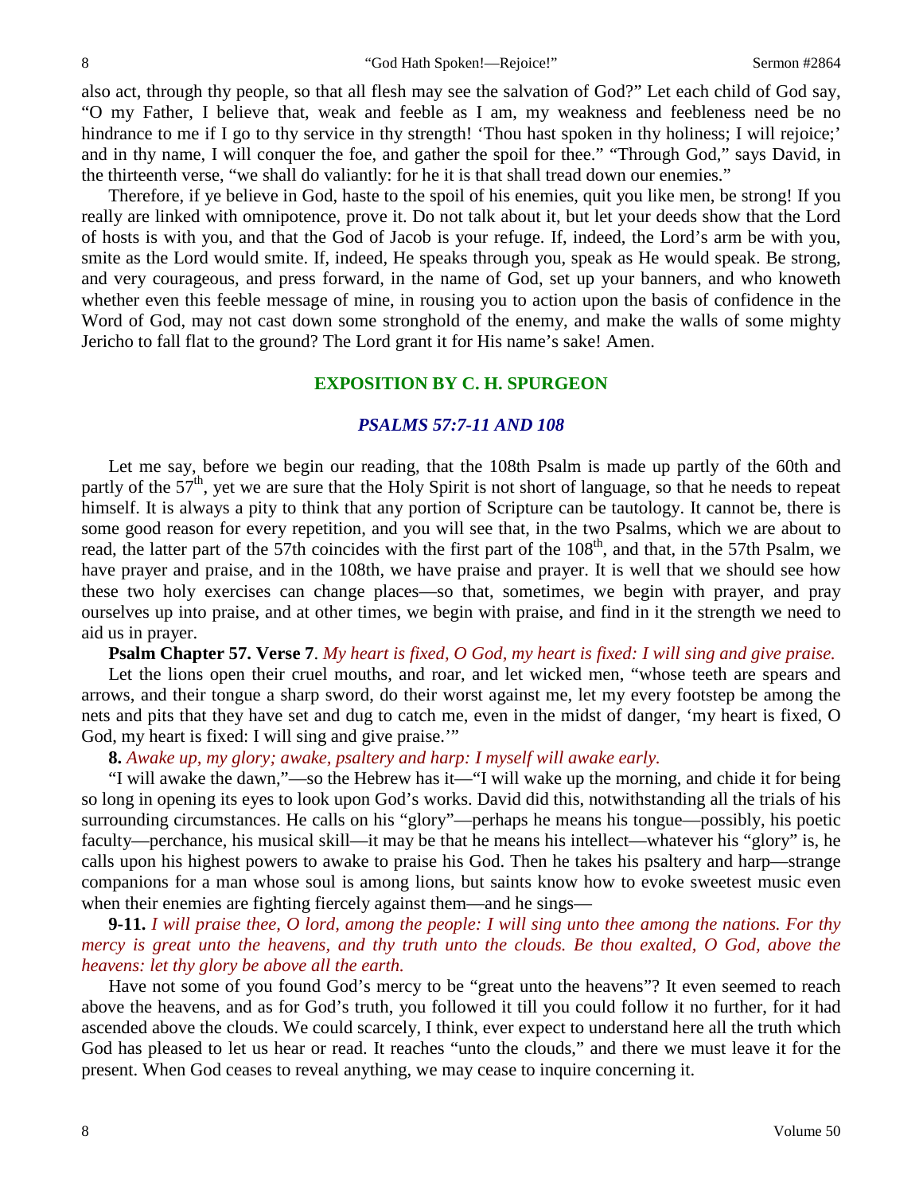also act, through thy people, so that all flesh may see the salvation of God?" Let each child of God say, "O my Father, I believe that, weak and feeble as I am, my weakness and feebleness need be no hindrance to me if I go to thy service in thy strength! 'Thou hast spoken in thy holiness; I will rejoice;' and in thy name, I will conquer the foe, and gather the spoil for thee." "Through God," says David, in the thirteenth verse, "we shall do valiantly: for he it is that shall tread down our enemies."

Therefore, if ye believe in God, haste to the spoil of his enemies, quit you like men, be strong! If you really are linked with omnipotence, prove it. Do not talk about it, but let your deeds show that the Lord of hosts is with you, and that the God of Jacob is your refuge. If, indeed, the Lord's arm be with you, smite as the Lord would smite. If, indeed, He speaks through you, speak as He would speak. Be strong, and very courageous, and press forward, in the name of God, set up your banners, and who knoweth whether even this feeble message of mine, in rousing you to action upon the basis of confidence in the Word of God, may not cast down some stronghold of the enemy, and make the walls of some mighty Jericho to fall flat to the ground? The Lord grant it for His name's sake! Amen.

## EXPOSITION BY C. H. SPURGEON

### *PSALMS 57:7-11 AND 108*

Let me say, before we begin our reading, that the 108th Psalm is made up partly of the 60th and partly of the 57th, yet we are sure that the Holy Spirit is not short of language, so that he needs to repeat himself. It is always a pity to think that any portion of Scripture can be tautology. It cannot be, there is some good reason for every repetition, and you will see that, in the two Psalms, which we are about to read, the latter part of the 57th coincides with the first part of the 108th, and that, in the 57th Psalm, we have prayer and praise, and in the 108th, we have praise and prayer. It is well that we should see how these two holy exercises can change places—so that, sometimes, we begin with prayer, and pray ourselves up into praise, and at other times, we begin with praise, and find in it the strength we need to aid us in prayer.

**Psalm Chapter 57. Verse 7**. *My heart is fixed, O God, my heart is fixed: I will sing and give praise.*

Let the lions open their cruel mouths, and roar, and let wicked men, "whose teeth are spears and arrows, and their tongue a sharp sword, do their worst against me, let my every footstep be among the nets and pits that they have set and dug to catch me, even in the midst of danger, 'my heart is fixed, O God, my heart is fixed: I will sing and give praise.'"

**8.** *Awake up, my glory; awake, psaltery and harp: I myself will awake early.*

"I will awake the dawn,"—so the Hebrew has it—"I will wake up the morning, and chide it for being so long in opening its eyes to look upon God's works. David did this, notwithstanding all the trials of his surrounding circumstances. He calls on his "glory"—perhaps he means his tongue—possibly, his poetic faculty—perchance, his musical skill—it may be that he means his intellect—whatever his "glory" is, he calls upon his highest powers to awake to praise his God. Then he takes his psaltery and harp—strange companions for a man whose soul is among lions, but saints know how to evoke sweetest music even when their enemies are fighting fiercely against them—and he sings—

**9-11.** *I will praise thee, O lord, among the people: I will sing unto thee among the nations. For thy mercy is great unto the heavens, and thy truth unto the clouds. Be thou exalted, O God, above the heavens: let thy glory be above all the earth.*

Have not some of you found God's mercy to be "great unto the heavens"? It even seemed to reach above the heavens, and as for God's truth, you followed it till you could follow it no further, for it had ascended above the clouds. We could scarcely, I think, ever expect to understand here all the truth which God has pleased to let us hear or read. It reaches "unto the clouds," and there we must leave it for the present. When God ceases to reveal anything, we may cease to inquire concerning it.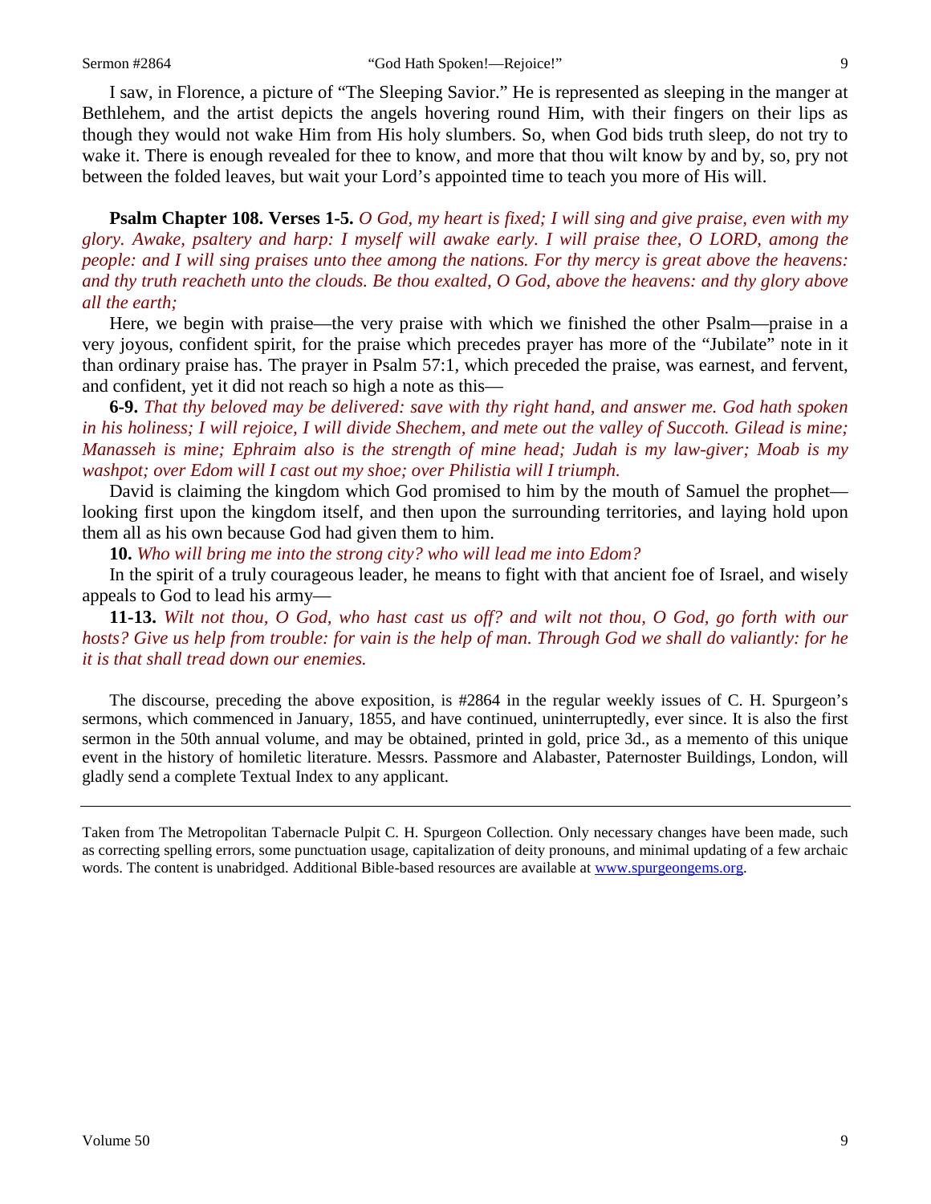I saw, in Florence, a picture of "The Sleeping Savior." He is represented as sleeping in the manger at Bethlehem, and the artist depicts the angels hovering round Him, with their fingers on their lips as though they would not wake Him from His holy slumbers. So, when God bids truth sleep, do not try to wake it. There is enough revealed for thee to know, and more that thou wilt know by and by, so, pry not between the folded leaves, but wait your Lord's appointed time to teach you more of His will.

**Psalm Chapter 108. Verses 1-5.** *O God, my heart is fixed; I will sing and give praise, even with my glory. Awake, psaltery and harp: I myself will awake early. I will praise thee, O LORD, among the people: and I will sing praises unto thee among the nations. For thy mercy is great above the heavens: and thy truth reacheth unto the clouds. Be thou exalted, O God, above the heavens: and thy glory above all the earth;*

Here, we begin with praise—the very praise with which we finished the other Psalm—praise in a very joyous, confident spirit, for the praise which precedes prayer has more of the "Jubilate" note in it than ordinary praise has. The prayer in Psalm 57:1, which preceded the praise, was earnest, and fervent, and confident, yet it did not reach so high a note as this—

**6-9.** *That thy beloved may be delivered: save with thy right hand, and answer me. God hath spoken in his holiness; I will rejoice, I will divide Shechem, and mete out the valley of Succoth. Gilead is mine; Manasseh is mine; Ephraim also is the strength of mine head; Judah is my law-giver; Moab is my washpot; over Edom will I cast out my shoe; over Philistia will I triumph.*

David is claiming the kingdom which God promised to him by the mouth of Samuel the prophet—looking first upon the kingdom itself, and then upon the surrounding territories, and laying hold upon them all as his own because God had given them to him.

**10.** *Who will bring me into the strong city? who will lead me into Edom?*

In the spirit of a truly courageous leader, he means to fight with that ancient foe of Israel, and wisely appeals to God to lead his army—

**11-13.** *Wilt not thou, O God, who hast cast us off? and wilt not thou, O God, go forth with our hosts? Give us help from trouble: for vain is the help of man. Through God we shall do valiantly: for he it is that shall tread down our enemies.*

The discourse, preceding the above exposition, is #2864 in the regular weekly issues of C. H. Spurgeon's sermons, which commenced in January, 1855, and have continued, uninterruptedly, ever since. It is also the first sermon in the 50th annual volume, and may be obtained, printed in gold, price 3d., as a memento of this unique event in the history of homiletic literature. Messrs. Passmore and Alabaster, Paternoster Buildings, London, will gladly send a complete Textual Index to any applicant.

---

Taken from The Metropolitan Tabernacle Pulpit C. H. Spurgeon Collection. Only necessary changes have been made, such as correcting spelling errors, some punctuation usage, capitalization of deity pronouns, and minimal updating of a few archaic words. The content is unabridged. Additional Bible-based resources are available at www.spurgeongems.org.